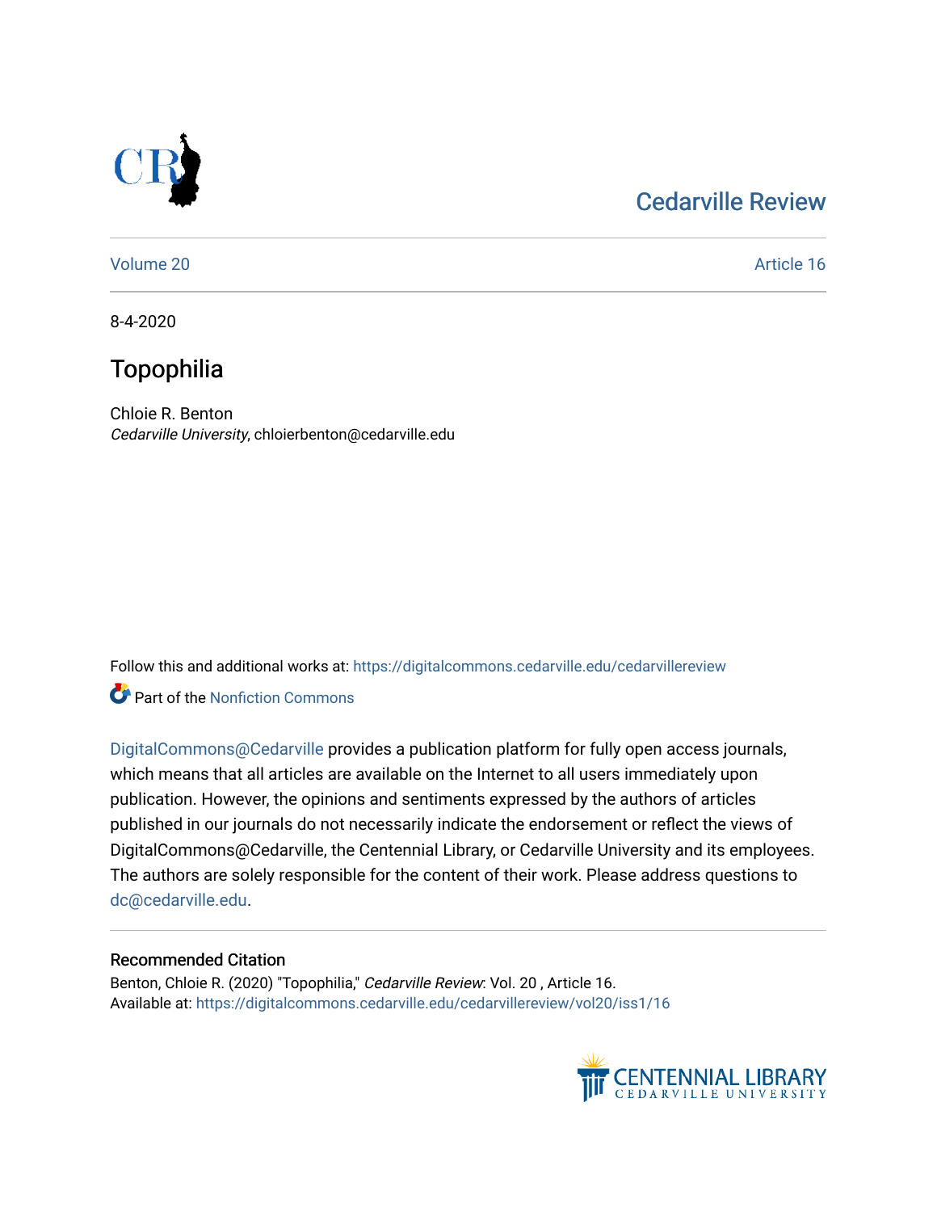Cedarville Review

Volume 20 | Article 16

8-4-2020

# Topophilia

Chloie R. Benton
*Cedarville University*, chloierbenton@cedarville.edu

Follow this and additional works at: https://digitalcommons.cedarville.edu/cedarvillereview

Part of the Nonfiction Commons

DigitalCommons@Cedarville provides a publication platform for fully open access journals, which means that all articles are available on the Internet to all users immediately upon publication. However, the opinions and sentiments expressed by the authors of articles published in our journals do not necessarily indicate the endorsement or reflect the views of DigitalCommons@Cedarville, the Centennial Library, or Cedarville University and its employees. The authors are solely responsible for the content of their work. Please address questions to dc@cedarville.edu.

## Recommended Citation

Benton, Chloie R. (2020) "Topophilia," *Cedarville Review*: Vol. 20 , Article 16.
Available at: https://digitalcommons.cedarville.edu/cedarvillereview/vol20/iss1/16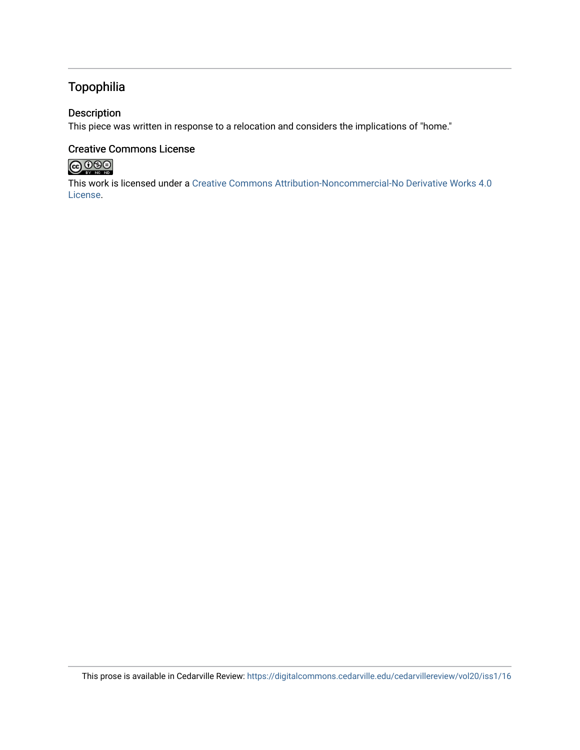# Topophilia

## Description

This piece was written in response to a relocation and considers the implications of "home."

## Creative Commons License

This work is licensed under a Creative Commons Attribution-Noncommercial-No Derivative Works 4.0 License.

This prose is available in Cedarville Review: https://digitalcommons.cedarville.edu/cedarvillereview/vol20/iss1/16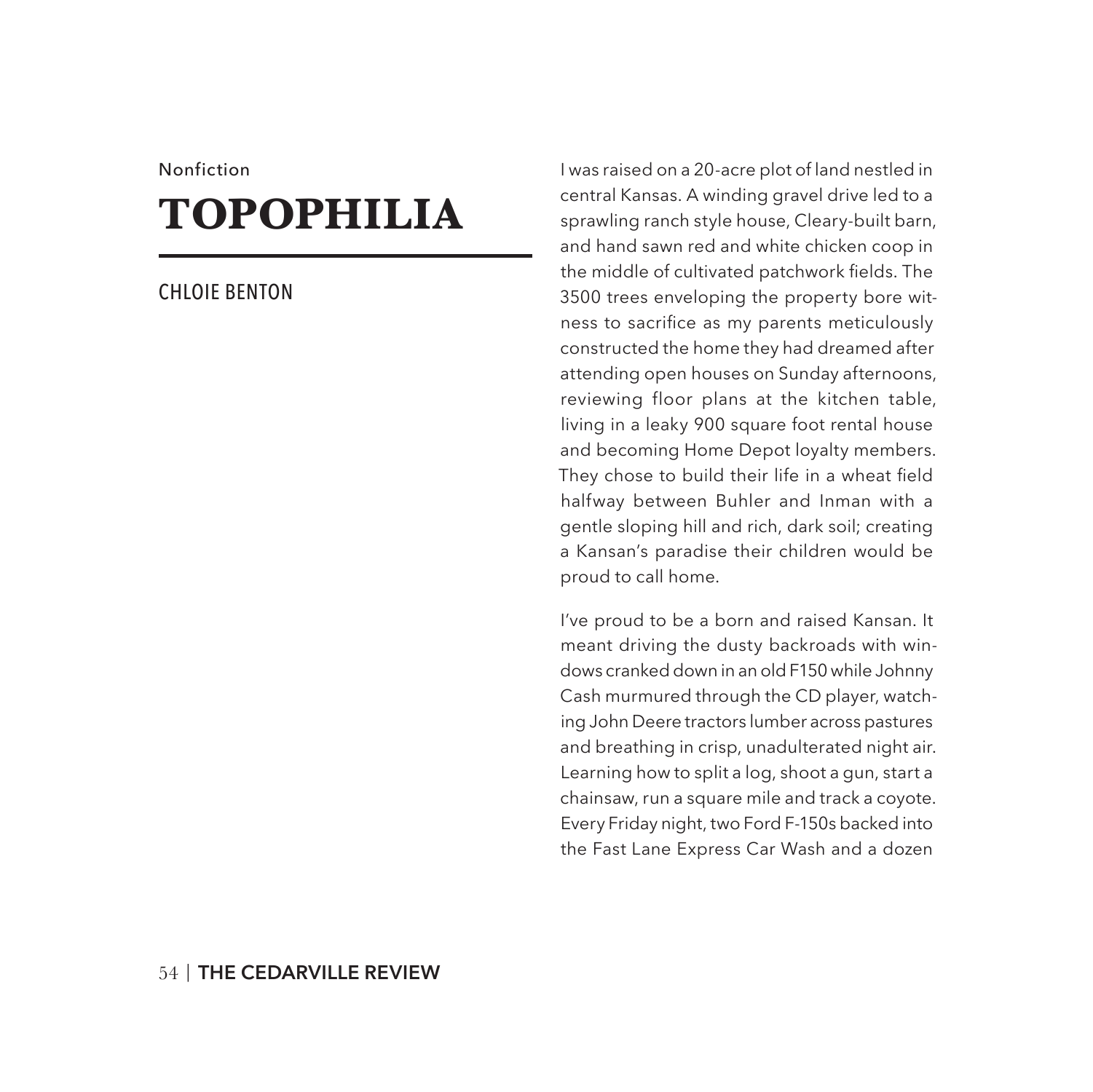Nonfiction

# TOPOPHILIA

CHLOIE BENTON

I was raised on a 20-acre plot of land nestled in central Kansas. A winding gravel drive led to a sprawling ranch style house, Cleary-built barn, and hand sawn red and white chicken coop in the middle of cultivated patchwork fields. The 3500 trees enveloping the property bore witness to sacrifice as my parents meticulously constructed the home they had dreamed after attending open houses on Sunday afternoons, reviewing floor plans at the kitchen table, living in a leaky 900 square foot rental house and becoming Home Depot loyalty members. They chose to build their life in a wheat field halfway between Buhler and Inman with a gentle sloping hill and rich, dark soil; creating a Kansan's paradise their children would be proud to call home.

I've proud to be a born and raised Kansan. It meant driving the dusty backroads with windows cranked down in an old F150 while Johnny Cash murmured through the CD player, watching John Deere tractors lumber across pastures and breathing in crisp, unadulterated night air. Learning how to split a log, shoot a gun, start a chainsaw, run a square mile and track a coyote. Every Friday night, two Ford F-150s backed into the Fast Lane Express Car Wash and a dozen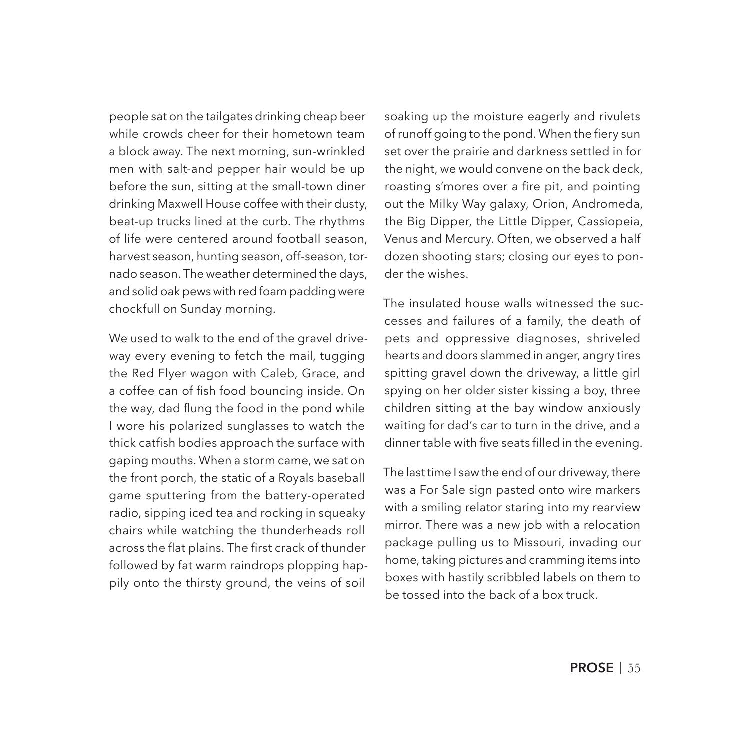people sat on the tailgates drinking cheap beer while crowds cheer for their hometown team a block away. The next morning, sun-wrinkled men with salt-and pepper hair would be up before the sun, sitting at the small-town diner drinking Maxwell House coffee with their dusty, beat-up trucks lined at the curb. The rhythms of life were centered around football season, harvest season, hunting season, off-season, tornado season. The weather determined the days, and solid oak pews with red foam padding were chockfull on Sunday morning.

We used to walk to the end of the gravel driveway every evening to fetch the mail, tugging the Red Flyer wagon with Caleb, Grace, and a coffee can of fish food bouncing inside. On the way, dad flung the food in the pond while I wore his polarized sunglasses to watch the thick catfish bodies approach the surface with gaping mouths. When a storm came, we sat on the front porch, the static of a Royals baseball game sputtering from the battery-operated radio, sipping iced tea and rocking in squeaky chairs while watching the thunderheads roll across the flat plains. The first crack of thunder followed by fat warm raindrops plopping happily onto the thirsty ground, the veins of soil soaking up the moisture eagerly and rivulets of runoff going to the pond. When the fiery sun set over the prairie and darkness settled in for the night, we would convene on the back deck, roasting s'mores over a fire pit, and pointing out the Milky Way galaxy, Orion, Andromeda, the Big Dipper, the Little Dipper, Cassiopeia, Venus and Mercury. Often, we observed a half dozen shooting stars; closing our eyes to ponder the wishes.

The insulated house walls witnessed the successes and failures of a family, the death of pets and oppressive diagnoses, shriveled hearts and doors slammed in anger, angry tires spitting gravel down the driveway, a little girl spying on her older sister kissing a boy, three children sitting at the bay window anxiously waiting for dad's car to turn in the drive, and a dinner table with five seats filled in the evening.

The last time I saw the end of our driveway, there was a For Sale sign pasted onto wire markers with a smiling relator staring into my rearview mirror. There was a new job with a relocation package pulling us to Missouri, invading our home, taking pictures and cramming items into boxes with hastily scribbled labels on them to be tossed into the back of a box truck.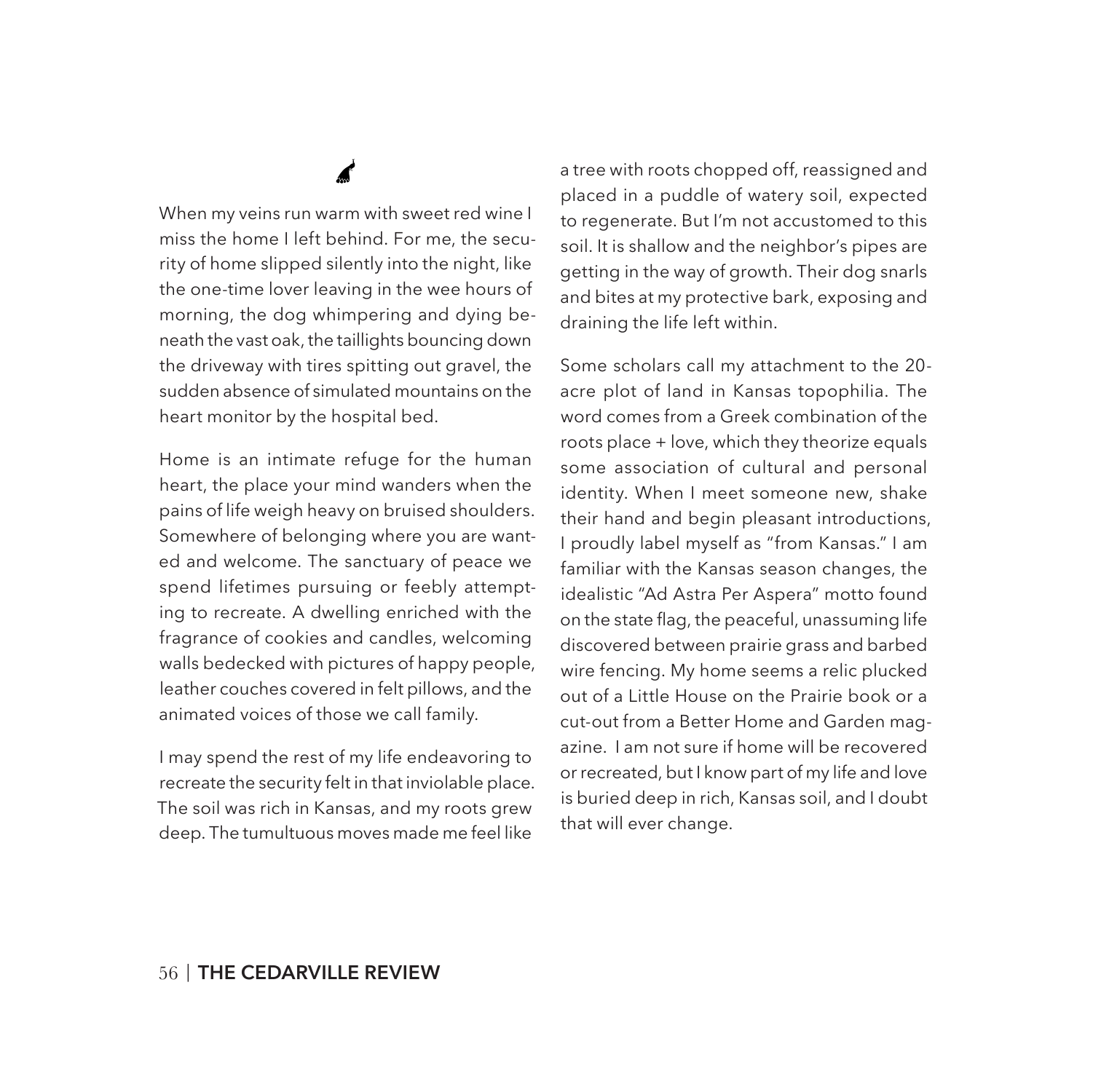When my veins run warm with sweet red wine I miss the home I left behind. For me, the security of home slipped silently into the night, like the one-time lover leaving in the wee hours of morning, the dog whimpering and dying beneath the vast oak, the taillights bouncing down the driveway with tires spitting out gravel, the sudden absence of simulated mountains on the heart monitor by the hospital bed.

Home is an intimate refuge for the human heart, the place your mind wanders when the pains of life weigh heavy on bruised shoulders. Somewhere of belonging where you are wanted and welcome. The sanctuary of peace we spend lifetimes pursuing or feebly attempting to recreate. A dwelling enriched with the fragrance of cookies and candles, welcoming walls bedecked with pictures of happy people, leather couches covered in felt pillows, and the animated voices of those we call family.

I may spend the rest of my life endeavoring to recreate the security felt in that inviolable place. The soil was rich in Kansas, and my roots grew deep. The tumultuous moves made me feel like a tree with roots chopped off, reassigned and placed in a puddle of watery soil, expected to regenerate. But I'm not accustomed to this soil. It is shallow and the neighbor's pipes are getting in the way of growth. Their dog snarls and bites at my protective bark, exposing and draining the life left within.

Some scholars call my attachment to the 20-acre plot of land in Kansas topophilia. The word comes from a Greek combination of the roots place + love, which they theorize equals some association of cultural and personal identity. When I meet someone new, shake their hand and begin pleasant introductions, I proudly label myself as "from Kansas." I am familiar with the Kansas season changes, the idealistic "Ad Astra Per Aspera" motto found on the state flag, the peaceful, unassuming life discovered between prairie grass and barbed wire fencing. My home seems a relic plucked out of a Little House on the Prairie book or a cut-out from a Better Home and Garden magazine. I am not sure if home will be recovered or recreated, but I know part of my life and love is buried deep in rich, Kansas soil, and I doubt that will ever change.